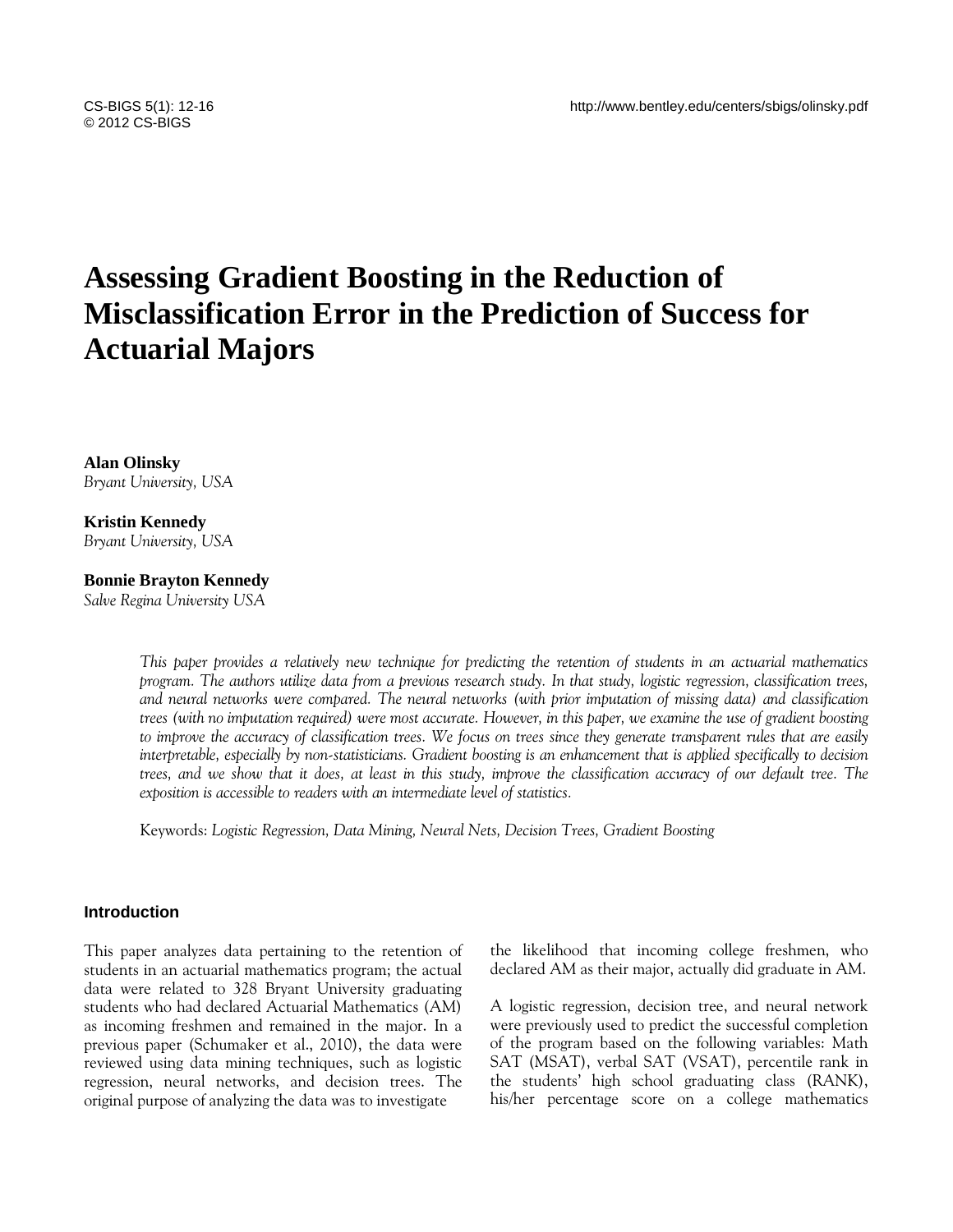# Assessing Gradient Boosting in the Reduction of Misclassification Error in the Prediction of Success for Actuarial Majors

**Alan Olinsky**
*Bryant University, USA*

**Kristin Kennedy**
*Bryant University, USA*

**Bonnie Brayton Kennedy**
*Salve Regina University USA*

*This paper provides a relatively new technique for predicting the retention of students in an actuarial mathematics program. The authors utilize data from a previous research study. In that study, logistic regression, classification trees, and neural networks were compared. The neural networks (with prior imputation of missing data) and classification trees (with no imputation required) were most accurate. However, in this paper, we examine the use of gradient boosting to improve the accuracy of classification trees. We focus on trees since they generate transparent rules that are easily interpretable, especially by non-statisticians. Gradient boosting is an enhancement that is applied specifically to decision trees, and we show that it does, at least in this study, improve the classification accuracy of our default tree. The exposition is accessible to readers with an intermediate level of statistics.*

Keywords: *Logistic Regression, Data Mining, Neural Nets, Decision Trees, Gradient Boosting*

## Introduction

This paper analyzes data pertaining to the retention of students in an actuarial mathematics program; the actual data were related to 328 Bryant University graduating students who had declared Actuarial Mathematics (AM) as incoming freshmen and remained in the major. In a previous paper (Schumaker et al., 2010), the data were reviewed using data mining techniques, such as logistic regression, neural networks, and decision trees. The original purpose of analyzing the data was to investigate the likelihood that incoming college freshmen, who declared AM as their major, actually did graduate in AM.

A logistic regression, decision tree, and neural network were previously used to predict the successful completion of the program based on the following variables: Math SAT (MSAT), verbal SAT (VSAT), percentile rank in the students' high school graduating class (RANK), his/her percentage score on a college mathematics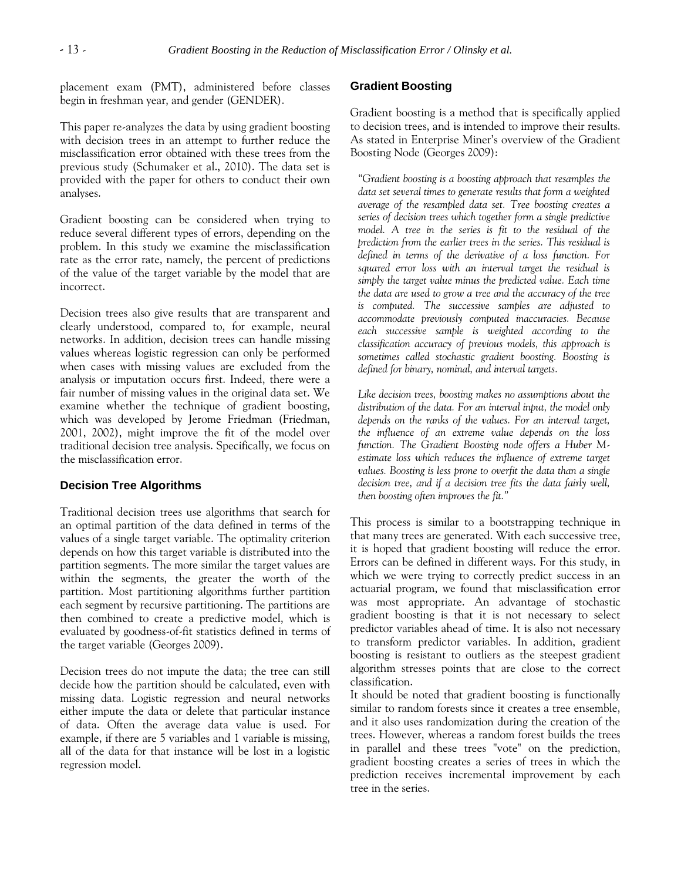placement exam (PMT), administered before classes begin in freshman year, and gender (GENDER).

This paper re-analyzes the data by using gradient boosting with decision trees in an attempt to further reduce the misclassification error obtained with these trees from the previous study (Schumaker et al., 2010). The data set is provided with the paper for others to conduct their own analyses.

Gradient boosting can be considered when trying to reduce several different types of errors, depending on the problem. In this study we examine the misclassification rate as the error rate, namely, the percent of predictions of the value of the target variable by the model that are incorrect.

Decision trees also give results that are transparent and clearly understood, compared to, for example, neural networks. In addition, decision trees can handle missing values whereas logistic regression can only be performed when cases with missing values are excluded from the analysis or imputation occurs first. Indeed, there were a fair number of missing values in the original data set. We examine whether the technique of gradient boosting, which was developed by Jerome Friedman (Friedman, 2001, 2002), might improve the fit of the model over traditional decision tree analysis. Specifically, we focus on the misclassification error.

## Decision Tree Algorithms

Traditional decision trees use algorithms that search for an optimal partition of the data defined in terms of the values of a single target variable. The optimality criterion depends on how this target variable is distributed into the partition segments. The more similar the target values are within the segments, the greater the worth of the partition. Most partitioning algorithms further partition each segment by recursive partitioning. The partitions are then combined to create a predictive model, which is evaluated by goodness-of-fit statistics defined in terms of the target variable (Georges 2009).

Decision trees do not impute the data; the tree can still decide how the partition should be calculated, even with missing data. Logistic regression and neural networks either impute the data or delete that particular instance of data. Often the average data value is used. For example, if there are 5 variables and 1 variable is missing, all of the data for that instance will be lost in a logistic regression model.

## Gradient Boosting

Gradient boosting is a method that is specifically applied to decision trees, and is intended to improve their results. As stated in Enterprise Miner's overview of the Gradient Boosting Node (Georges 2009):

> *"Gradient boosting is a boosting approach that resamples the data set several times to generate results that form a weighted average of the resampled data set. Tree boosting creates a series of decision trees which together form a single predictive model. A tree in the series is fit to the residual of the prediction from the earlier trees in the series. This residual is defined in terms of the derivative of a loss function. For squared error loss with an interval target the residual is simply the target value minus the predicted value. Each time the data are used to grow a tree and the accuracy of the tree is computed. The successive samples are adjusted to accommodate previously computed inaccuracies. Because each successive sample is weighted according to the classification accuracy of previous models, this approach is sometimes called stochastic gradient boosting. Boosting is defined for binary, nominal, and interval targets.*
>
> *Like decision trees, boosting makes no assumptions about the distribution of the data. For an interval input, the model only depends on the ranks of the values. For an interval target, the influence of an extreme value depends on the loss function. The Gradient Boosting node offers a Huber M-estimate loss which reduces the influence of extreme target values. Boosting is less prone to overfit the data than a single decision tree, and if a decision tree fits the data fairly well, then boosting often improves the fit."*

This process is similar to a bootstrapping technique in that many trees are generated. With each successive tree, it is hoped that gradient boosting will reduce the error. Errors can be defined in different ways. For this study, in which we were trying to correctly predict success in an actuarial program, we found that misclassification error was most appropriate. An advantage of stochastic gradient boosting is that it is not necessary to select predictor variables ahead of time. It is also not necessary to transform predictor variables. In addition, gradient boosting is resistant to outliers as the steepest gradient algorithm stresses points that are close to the correct classification.

It should be noted that gradient boosting is functionally similar to random forests since it creates a tree ensemble, and it also uses randomization during the creation of the trees. However, whereas a random forest builds the trees in parallel and these trees "vote" on the prediction, gradient boosting creates a series of trees in which the prediction receives incremental improvement by each tree in the series.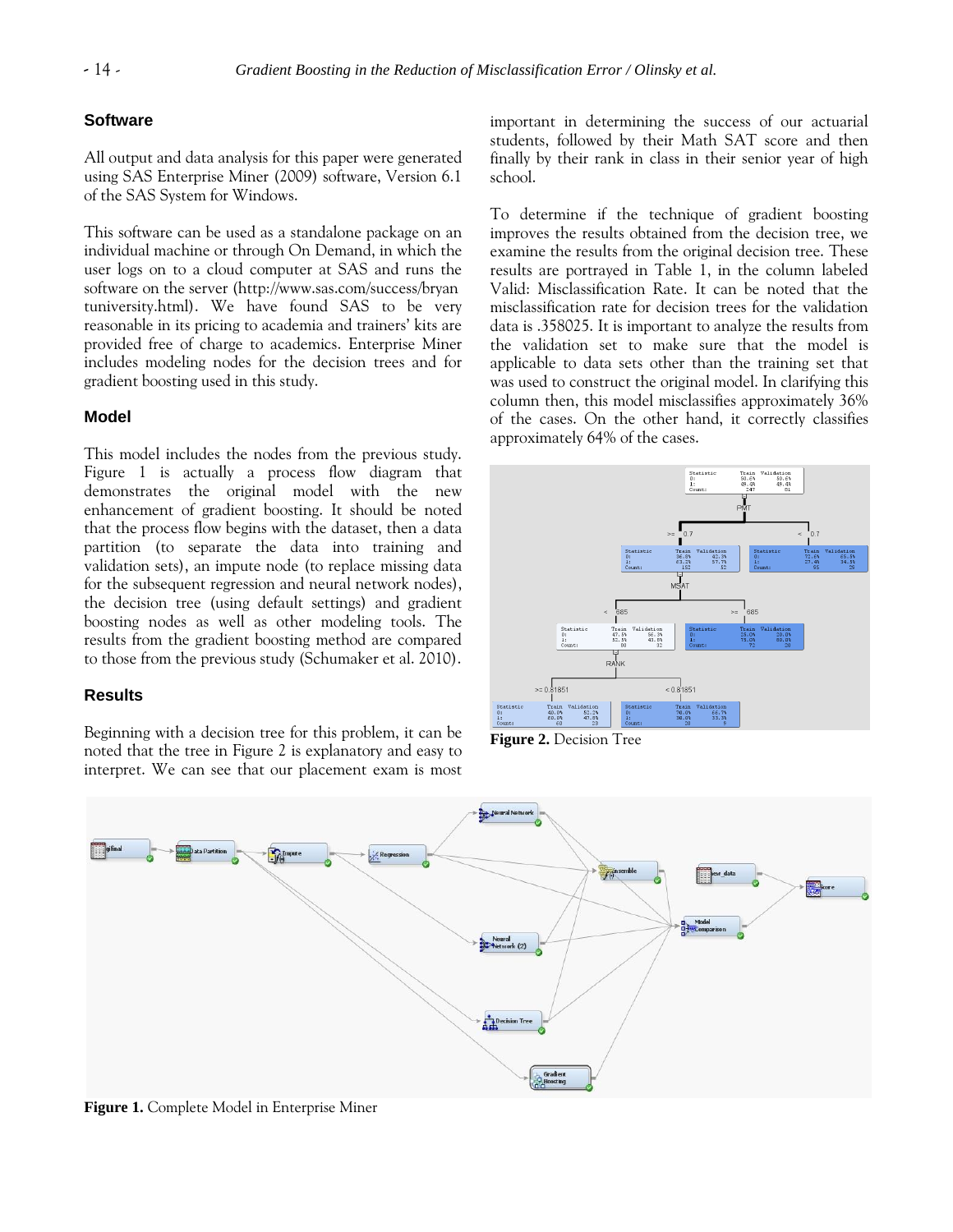## Software

All output and data analysis for this paper were generated using SAS Enterprise Miner (2009) software, Version 6.1 of the SAS System for Windows.

This software can be used as a standalone package on an individual machine or through On Demand, in which the user logs on to a cloud computer at SAS and runs the software on the server (http://www.sas.com/success/bryan tuniversity.html). We have found SAS to be very reasonable in its pricing to academia and trainers' kits are provided free of charge to academics. Enterprise Miner includes modeling nodes for the decision trees and for gradient boosting used in this study.

## Model

This model includes the nodes from the previous study. Figure 1 is actually a process flow diagram that demonstrates the original model with the new enhancement of gradient boosting. It should be noted that the process flow begins with the dataset, then a data partition (to separate the data into training and validation sets), an impute node (to replace missing data for the subsequent regression and neural network nodes), the decision tree (using default settings) and gradient boosting nodes as well as other modeling tools. The results from the gradient boosting method are compared to those from the previous study (Schumaker et al. 2010).

## Results

Beginning with a decision tree for this problem, it can be noted that the tree in Figure 2 is explanatory and easy to interpret. We can see that our placement exam is most important in determining the success of our actuarial students, followed by their Math SAT score and then finally by their rank in class in their senior year of high school.

To determine if the technique of gradient boosting improves the results obtained from the decision tree, we examine the results from the original decision tree. These results are portrayed in Table 1, in the column labeled Valid: Misclassification Rate. It can be noted that the misclassification rate for decision trees for the validation data is .358025. It is important to analyze the results from the validation set to make sure that the model is applicable to data sets other than the training set that was used to construct the original model. In clarifying this column then, this model misclassifies approximately 36% of the cases. On the other hand, it correctly classifies approximately 64% of the cases.

**Figure 2.** Decision Tree

**Figure 1.** Complete Model in Enterprise Miner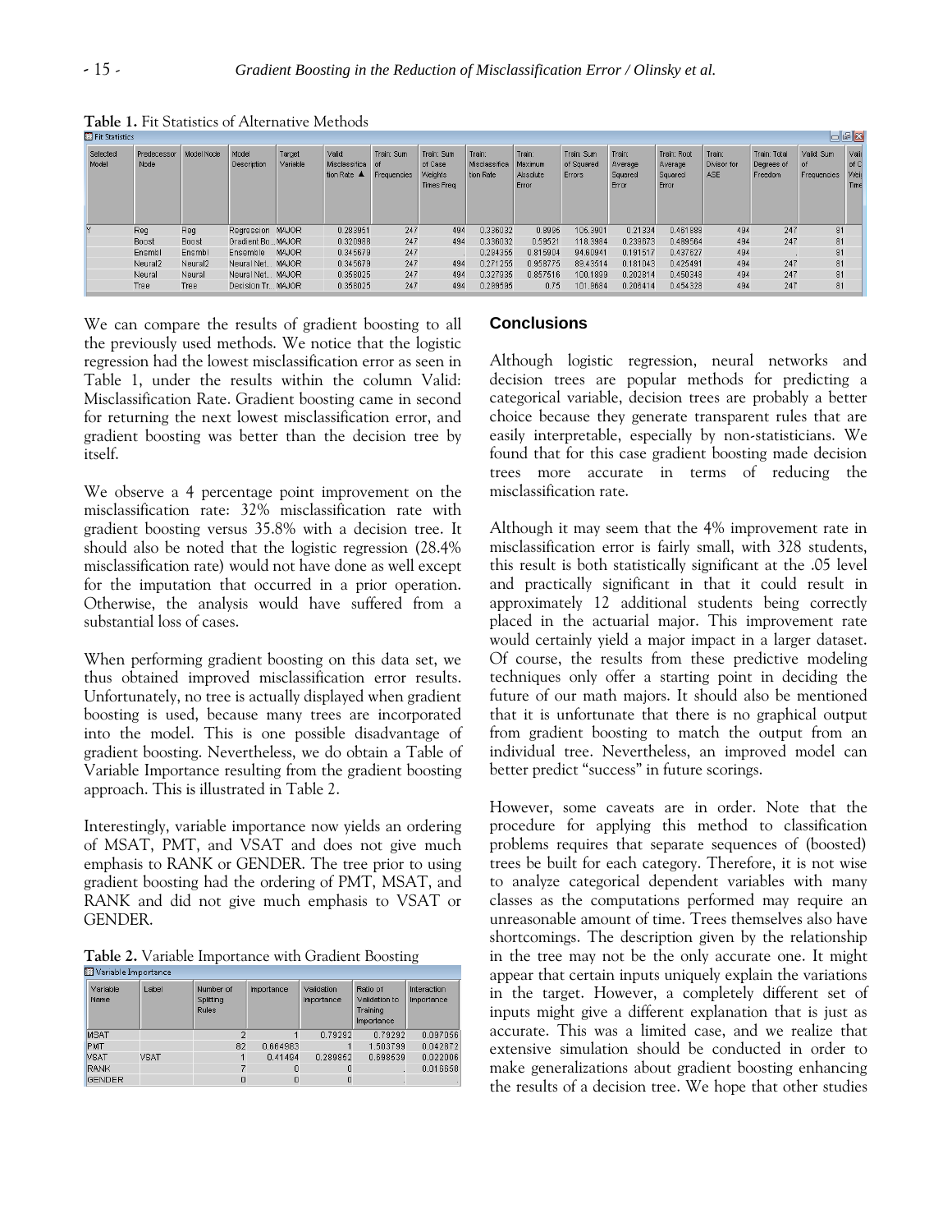**Table 1.** Fit Statistics of Alternative Methods

| Selected Model | Predecessor Node | Model Node | Model Description | Target Variable | Valid: Misclassification Rate ▲ | Train: Sum of Frequencies | Train: Sum of Case Weights Times Freq | Train: Misclassification Rate | Train: Maximum Absolute Error | Train: Sum of Squared Errors | Train: Average Squared Error | Train: Root Average Squared Error | Train: Divisor for ASE | Train: Total Degrees of Freedom | Valid: Sum of Frequencies | Vali of C Wei Time |
|---|---|---|---|---|---|---|---|---|---|---|---|---|---|---|---|---|
| Y | Reg | Reg | Regression | MAJOR | 0.283951 | 247 | 494 | 0.336032 | 0.8986 | 105.3901 | 0.21334 | 0.461889 | 494 | 247 | 81 | |
| | Boost | Boost | Gradient Bo... | MAJOR | 0.320988 | 247 | 494 | 0.336032 | 0.59521 | 118.3984 | 0.239673 | 0.489564 | 494 | 247 | 81 | |
| | Ensmbl | Ensmbl | Ensemble | MAJOR | 0.345679 | 247 | . | 0.284255 | 0.815904 | 94.60941 | 0.191517 | 0.437627 | 494 | . | 81 | |
| | Neural2 | Neural2 | Neural Net... | MAJOR | 0.345679 | 247 | 494 | 0.271255 | 0.958775 | 89.43514 | 0.181043 | 0.425491 | 494 | 247 | 81 | |
| | Neural | Neural | Neural Net... | MAJOR | 0.358025 | 247 | 494 | 0.327935 | 0.857516 | 100.1899 | 0.202814 | 0.450348 | 494 | 247 | 81 | |
| | Tree | Tree | Decision Tr... | MAJOR | 0.358025 | 247 | 494 | 0.289595 | 0.75 | 101.9684 | 0.206414 | 0.454328 | 494 | 247 | 81 | |

We can compare the results of gradient boosting to all the previously used methods. We notice that the logistic regression had the lowest misclassification error as seen in Table 1, under the results within the column Valid: Misclassification Rate. Gradient boosting came in second for returning the next lowest misclassification error, and gradient boosting was better than the decision tree by itself.

We observe a 4 percentage point improvement on the misclassification rate: 32% misclassification rate with gradient boosting versus 35.8% with a decision tree. It should also be noted that the logistic regression (28.4% misclassification rate) would not have done as well except for the imputation that occurred in a prior operation. Otherwise, the analysis would have suffered from a substantial loss of cases.

When performing gradient boosting on this data set, we thus obtained improved misclassification error results. Unfortunately, no tree is actually displayed when gradient boosting is used, because many trees are incorporated into the model. This is one possible disadvantage of gradient boosting. Nevertheless, we do obtain a Table of Variable Importance resulting from the gradient boosting approach. This is illustrated in Table 2.

Interestingly, variable importance now yields an ordering of MSAT, PMT, and VSAT and does not give much emphasis to RANK or GENDER. The tree prior to using gradient boosting had the ordering of PMT, MSAT, and RANK and did not give much emphasis to VSAT or GENDER.

**Table 2.** Variable Importance with Gradient Boosting

| Variable Name | Label | Number of Splitting Rules | Importance | Validation Importance | Ratio of Validation to Training Importance | Interaction Importance |
|---|---|---|---|---|---|---|
| MSAT | | 2 | 1 | 0.79292 | 0.79292 | 0.097056 |
| PMT | | 82 | 0.664983 | 1 | 1.503799 | 0.042872 |
| VSAT | VSAT | 1 | 0.41404 | 0.289852 | 0.698539 | 0.022006 |
| RANK | | 7 | 0 | 0 | . | 0.016658 |
| GENDER | | 0 | 0 | 0 | . | . |

## Conclusions

Although logistic regression, neural networks and decision trees are popular methods for predicting a categorical variable, decision trees are probably a better choice because they generate transparent rules that are easily interpretable, especially by non-statisticians. We found that for this case gradient boosting made decision trees more accurate in terms of reducing the misclassification rate.

Although it may seem that the 4% improvement rate in misclassification error is fairly small, with 328 students, this result is both statistically significant at the .05 level and practically significant in that it could result in approximately 12 additional students being correctly placed in the actuarial major. This improvement rate would certainly yield a major impact in a larger dataset. Of course, the results from these predictive modeling techniques only offer a starting point in deciding the future of our math majors. It should also be mentioned that it is unfortunate that there is no graphical output from gradient boosting to match the output from an individual tree. Nevertheless, an improved model can better predict "success" in future scorings.

However, some caveats are in order. Note that the procedure for applying this method to classification problems requires that separate sequences of (boosted) trees be built for each category. Therefore, it is not wise to analyze categorical dependent variables with many classes as the computations performed may require an unreasonable amount of time. Trees themselves also have shortcomings. The description given by the relationship in the tree may not be the only accurate one. It might appear that certain inputs uniquely explain the variations in the target. However, a completely different set of inputs might give a different explanation that is just as accurate. This was a limited case, and we realize that extensive simulation should be conducted in order to make generalizations about gradient boosting enhancing the results of a decision tree. We hope that other studies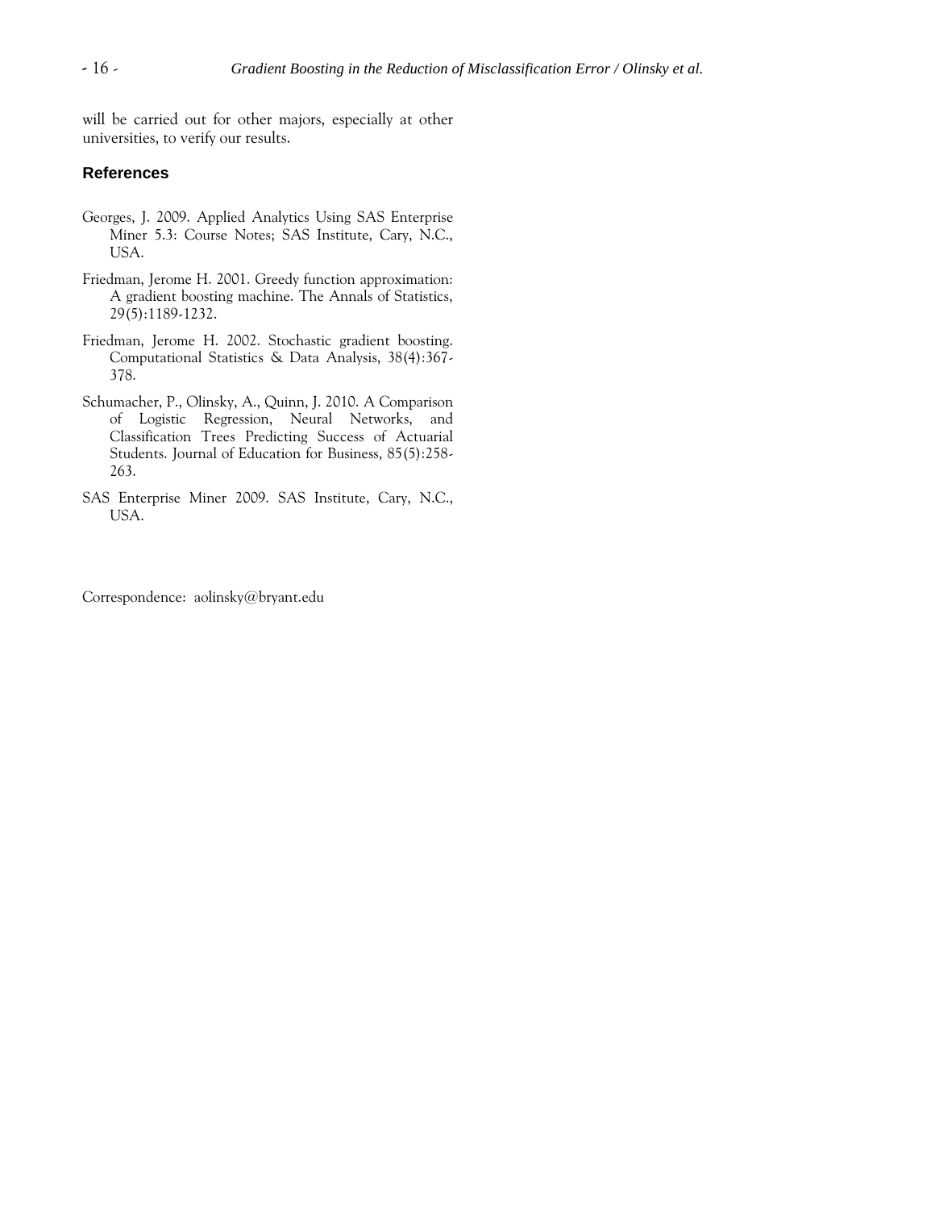will be carried out for other majors, especially at other universities, to verify our results.

## References

Georges, J. 2009. Applied Analytics Using SAS Enterprise Miner 5.3: Course Notes; SAS Institute, Cary, N.C., USA.

Friedman, Jerome H. 2001. Greedy function approximation: A gradient boosting machine. The Annals of Statistics, 29(5):1189-1232.

Friedman, Jerome H. 2002. Stochastic gradient boosting. Computational Statistics & Data Analysis, 38(4):367-378.

Schumacher, P., Olinsky, A., Quinn, J. 2010. A Comparison of Logistic Regression, Neural Networks, and Classification Trees Predicting Success of Actuarial Students. Journal of Education for Business, 85(5):258-263.

SAS Enterprise Miner 2009. SAS Institute, Cary, N.C., USA.

Correspondence: aolinsky@bryant.edu